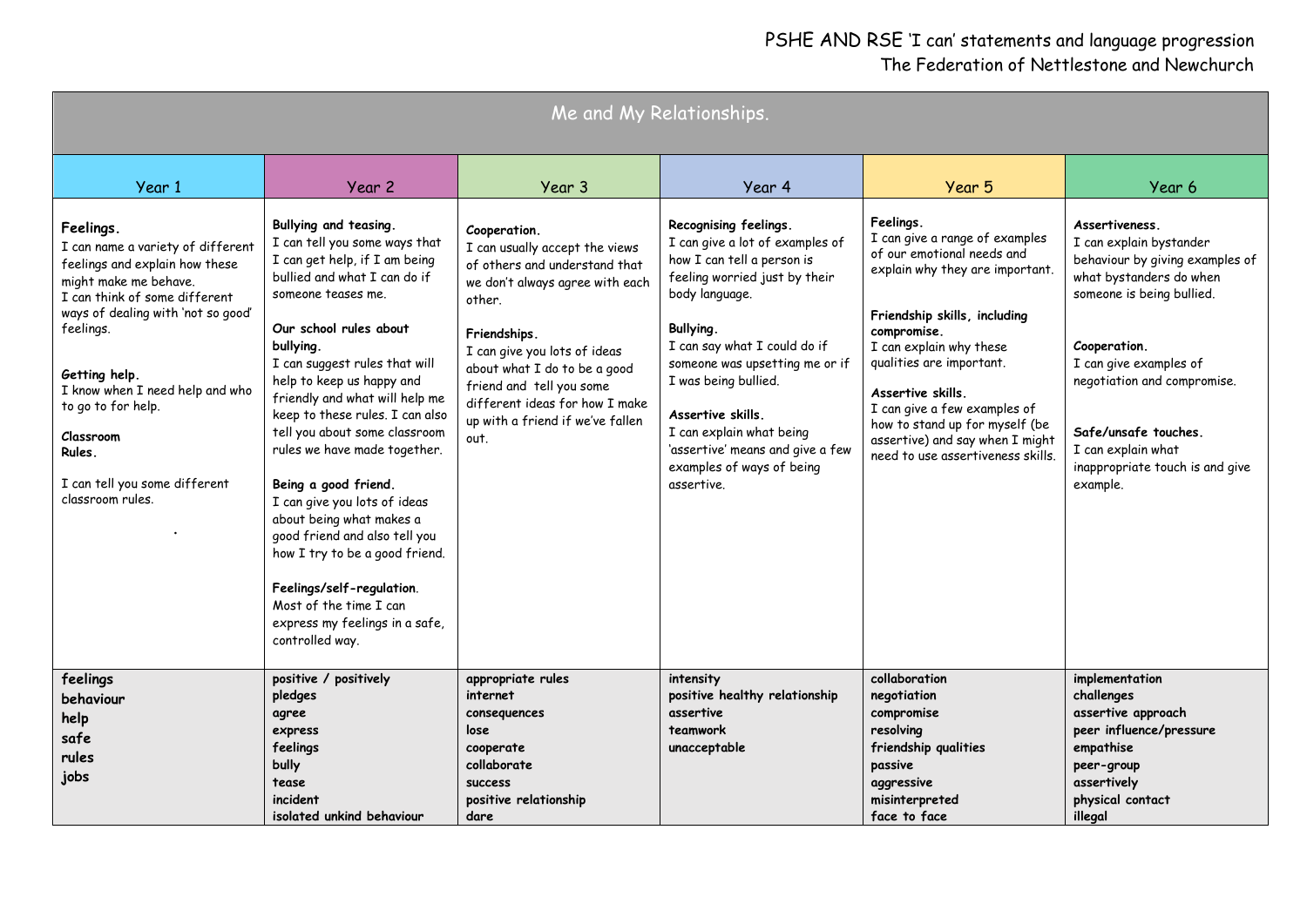# PSHE AND RSE 'I can' statements and language progression
## The Federation of Nettlestone and Newchurch

| Me and My Relationships. | | | | | |
|---|---|---|---|---|---|
| **Year 1** | **Year 2** | **Year 3** | **Year 4** | **Year 5** | **Year 6** |
| **Feelings.** I can name a variety of different feelings and explain how these might make me behave. I can think of some different ways of dealing with 'not so good' feelings. **Getting help.** I know when I need help and who to go to for help. **Classroom Rules.** I can tell you some different classroom rules. . | **Bullying and teasing.** I can tell you some ways that I can get help, if I am being bullied and what I can do if someone teases me. **Our school rules about bullying.** I can suggest rules that will help to keep us happy and friendly and what will help me keep to these rules. I can also tell you about some classroom rules we have made together. **Being a good friend.** I can give you lots of ideas about being what makes a good friend and also tell you how I try to be a good friend. **Feelings/self-regulation.** Most of the time I can express my feelings in a safe, controlled way. | **Cooperation.** I can usually accept the views of others and understand that we don't always agree with each other. **Friendships.** I can give you lots of ideas about what I do to be a good friend and tell you some different ideas for how I make up with a friend if we've fallen out. | **Recognising feelings.** I can give a lot of examples of how I can tell a person is feeling worried just by their body language. **Bullying.** I can say what I could do if someone was upsetting me or if I was being bullied. **Assertive skills.** I can explain what being 'assertive' means and give a few examples of ways of being assertive. | **Feelings.** I can give a range of examples of our emotional needs and explain why they are important. **Friendship skills, including compromise.** I can explain why these qualities are important. **Assertive skills.** I can give a few examples of how to stand up for myself (be assertive) and say when I might need to use assertiveness skills. | **Assertiveness.** I can explain bystander behaviour by giving examples of what bystanders do when someone is being bullied. **Cooperation.** I can give examples of negotiation and compromise. **Safe/unsafe touches.** I can explain what inappropriate touch is and give example. |
| **feelings**<br>**behaviour**<br>**help**<br>**safe**<br>**rules**<br>**jobs** | **positive / positively**<br>**pledges**<br>**agree**<br>**express**<br>**feelings**<br>**bully**<br>**tease**<br>**incident**<br>**isolated unkind behaviour** | **appropriate rules**<br>**internet**<br>**consequences**<br>**lose**<br>**cooperate**<br>**collaborate**<br>**success**<br>**positive relationship**<br>**dare** | **intensity**<br>**positive healthy relationship**<br>**assertive**<br>**teamwork**<br>**unacceptable** | **collaboration**<br>**negotiation**<br>**compromise**<br>**resolving**<br>**friendship qualities**<br>**passive**<br>**aggressive**<br>**misinterpreted**<br>**face to face** | **implementation**<br>**challenges**<br>**assertive approach**<br>**peer influence/pressure**<br>**empathise**<br>**peer-group**<br>**assertively**<br>**physical contact**<br>**illegal** |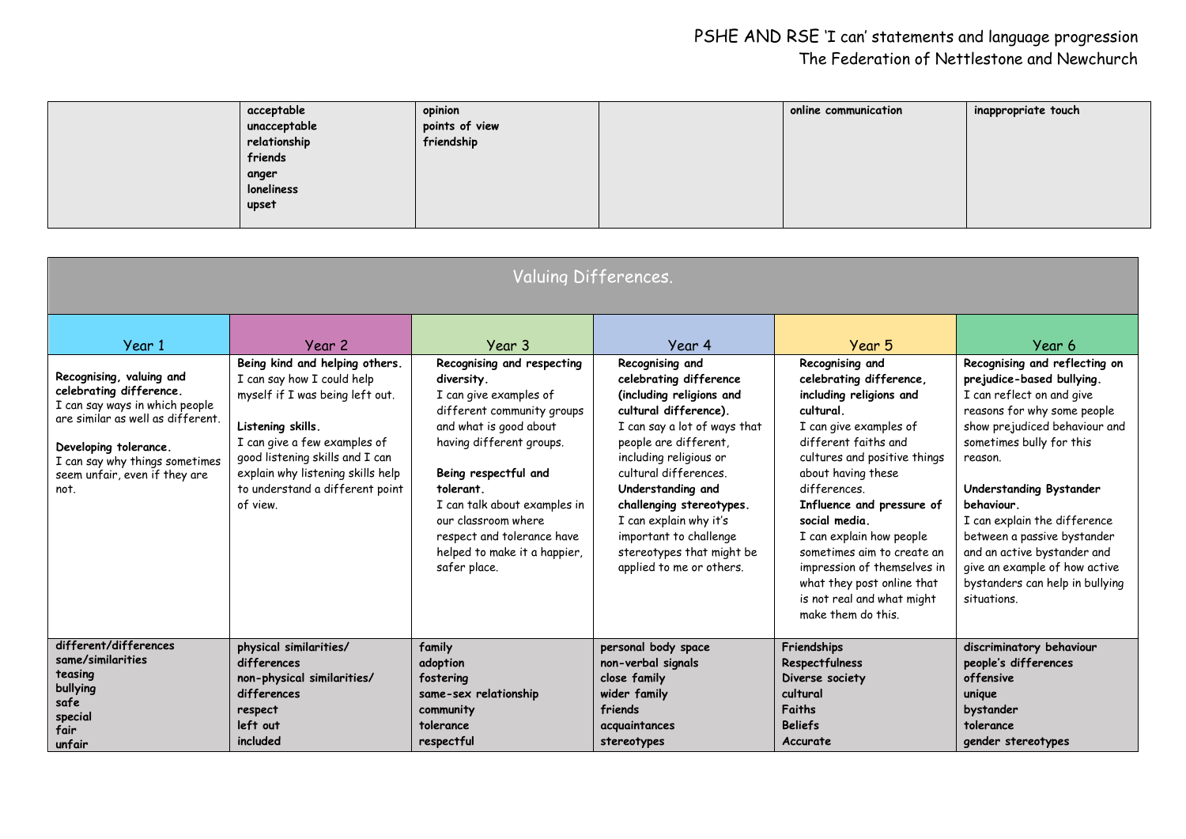| | | | | | |
|---|---|---|---|---|---|
| | **acceptable**<br>**unacceptable**<br>**relationship**<br>**friends**<br>**anger**<br>**loneliness**<br>**upset** | **opinion**<br>**points of view**<br>**friendship** | | **online communication** | **inappropriate touch** |

## Valuing Differences.

| Year 1 | Year 2 | Year 3 | Year 4 | Year 5 | Year 6 |
|---|---|---|---|---|---|
| **Recognising, valuing and celebrating difference.**<br>I can say ways in which people are similar as well as different.<br><br>**Developing tolerance.**<br>I can say why things sometimes seem unfair, even if they are not. | **Being kind and helping others.**<br>I can say how I could help myself if I was being left out.<br><br>**Listening skills.**<br>I can give a few examples of good listening skills and I can explain why listening skills help to understand a different point of view. | **Recognising and respecting diversity.**<br>I can give examples of different community groups and what is good about having different groups.<br><br>**Being respectful and tolerant.**<br>I can talk about examples in our classroom where respect and tolerance have helped to make it a happier, safer place. | **Recognising and celebrating difference (including religions and cultural difference).**<br>I can say a lot of ways that people are different, including religious or cultural differences.<br>**Understanding and challenging stereotypes.**<br>I can explain why it's important to challenge stereotypes that might be applied to me or others. | **Recognising and celebrating difference, including religions and cultural.**<br>I can give examples of different faiths and cultures and positive things about having these differences.<br>**Influence and pressure of social media.**<br>I can explain how people sometimes aim to create an impression of themselves in what they post online that is not real and what might make them do this. | **Recognising and reflecting on prejudice-based bullying.**<br>I can reflect on and give reasons for why some people show prejudiced behaviour and sometimes bully for this reason.<br><br>**Understanding Bystander behaviour.**<br>I can explain the difference between a passive bystander and an active bystander and give an example of how active bystanders can help in bullying situations. |
| **different/differences**<br>**same/similarities**<br>**teasing**<br>**bullying**<br>**safe**<br>**special**<br>**fair**<br>**unfair** | **physical similarities/ differences**<br>**non-physical similarities/ differences**<br>**respect**<br>**left out**<br>**included** | **family**<br>**adoption**<br>**fostering**<br>**same-sex relationship**<br>**community**<br>**tolerance**<br>**respectful** | **personal body space**<br>**non-verbal signals**<br>**close family**<br>**wider family**<br>**friends**<br>**acquaintances**<br>**stereotypes** | **Friendships**<br>**Respectfulness**<br>**Diverse society**<br>**cultural**<br>**Faiths**<br>**Beliefs**<br>**Accurate** | **discriminatory behaviour**<br>**people's differences**<br>**offensive**<br>**unique**<br>**bystander**<br>**tolerance**<br>**gender stereotypes** |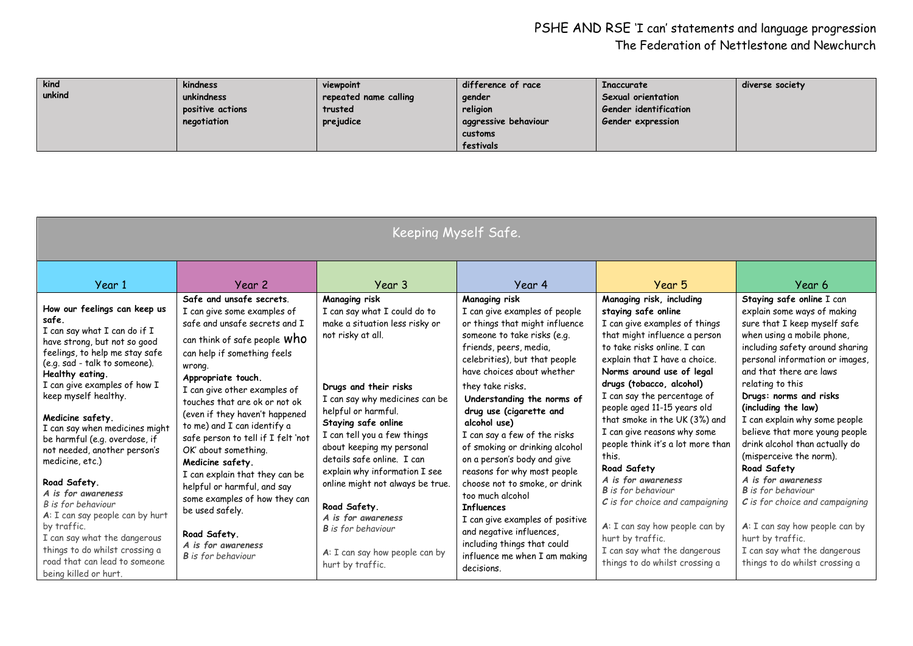| kind<br>unkind | kindness<br>unkindness<br>positive actions<br>negotiation | viewpoint<br>repeated name calling<br>trusted<br>prejudice | difference of race<br>gender<br>religion<br>aggressive behaviour<br>customs<br>festivals | Inaccurate<br>Sexual orientation<br>Gender identification<br>Gender expression | diverse society |
|---|---|---|---|---|---|

## Keeping Myself Safe.

| Year 1 | Year 2 | Year 3 | Year 4 | Year 5 | Year 6 |
|---|---|---|---|---|---|
| **How our feelings can keep us safe.**<br>I can say what I can do if I have strong, but not so good feelings, to help me stay safe (e.g. sad - talk to someone).<br>**Healthy eating.**<br>I can give examples of how I keep myself healthy.<br><br>**Medicine safety.**<br>I can say when medicines might be harmful (e.g. overdose, if not needed, another person's medicine, etc.)<br><br>**Road Safety.**<br>***A is for awareness***<br>*B is for behaviour*<br>**A**: I can say people can by hurt by traffic.<br>I can say what the dangerous things to do whilst crossing a road that can lead to someone being killed or hurt. | **Safe and unsafe secrets**.<br>I can give some examples of safe and unsafe secrets and I can think of safe people who can help if something feels wrong.<br>**Appropriate touch.**<br>I can give other examples of touches that are ok or not ok (even if they haven't happened to me) and I can identify a safe person to tell if I felt 'not OK' about something.<br>**Medicine safety.**<br>I can explain that they can be helpful or harmful, and say some examples of how they can be used safely.<br><br>**Road Safety.**<br>***A is for awareness***<br>***B** is for behaviour* | **Managing risk**<br>I can say what I could do to make a situation less risky or not risky at all.<br><br><br>**Drugs and their risks**<br>I can say why medicines can be helpful or harmful.<br>**Staying safe online**<br>I can tell you a few things about keeping my personal details safe online. I can explain why information I see online might not always be true.<br><br>**Road Safety.**<br>***A is for awareness***<br>***B** is for behaviour*<br><br>**A**: I can say how people can by hurt by traffic. | **Managing risk**<br>I can give examples of people or things that might influence someone to take risks (e.g. friends, peers, media, celebrities), but that people have choices about whether they take risks.<br>**Understanding the norms of drug use (cigarette and alcohol use)**<br>I can say a few of the risks of smoking or drinking alcohol on a person's body and give reasons for why most people choose not to smoke, or drink too much alcohol<br>**Influences**<br>I can give examples of positive and negative influences, including things that could influence me when I am making decisions. | **Managing risk, including staying safe online**<br>I can give examples of things that might influence a person to take risks online. I can explain that I have a choice.<br>**Norms around use of legal drugs (tobacco, alcohol)**<br>I can say the percentage of people aged 11-15 years old that smoke in the UK (3%) and I can give reasons why some people think it's a lot more than this.<br>**Road Safety**<br>***A is for awareness***<br>***B** is for behaviour*<br>***C** is for choice and campaigning*<br><br>**A**: I can say how people can by hurt by traffic.<br>I can say what the dangerous things to do whilst crossing a | **Staying safe online** I can explain some ways of making sure that I keep myself safe when using a mobile phone, including safety around sharing personal information or images, and that there are laws relating to this<br>**Drugs: norms and risks (including the law)**<br>I can explain why some people believe that more young people drink alcohol than actually do (misperceive the norm).<br>**Road Safety**<br>***A is for awareness***<br>***B** is for behaviour*<br>***C** is for choice and campaigning*<br><br>**A**: I can say how people can by hurt by traffic.<br>I can say what the dangerous things to do whilst crossing a |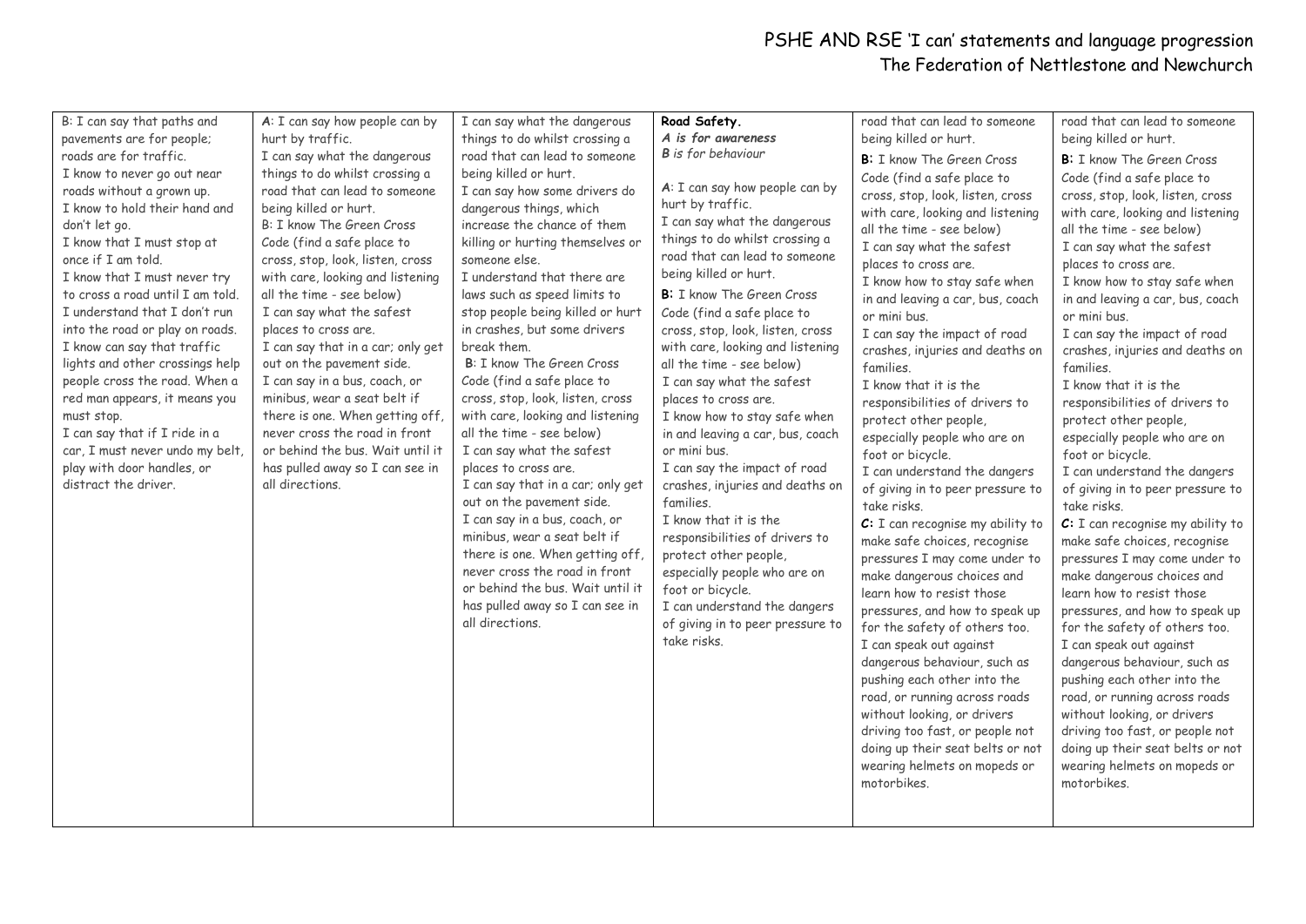| B: I can say that paths and pavements are for people; roads are for traffic.<br>I know to never go out near roads without a grown up.<br>I know to hold their hand and don't let go.<br>I know that I must stop at once if I am told.<br>I know that I must never try to cross a road until I am told.<br>I understand that I don't run into the road or play on roads.<br>I know can say that traffic lights and other crossings help people cross the road. When a red man appears, it means you must stop.<br>I can say that if I ride in a car, I must never undo my belt, play with door handles, or distract the driver. | **A**: I can say how people can by hurt by traffic.<br>I can say what the dangerous things to do whilst crossing a road that can lead to someone being killed or hurt.<br>B: I know The Green Cross Code (find a safe place to cross, stop, look, listen, cross with care, looking and listening all the time - see below)<br>I can say what the safest places to cross are.<br>I can say that in a car; only get out on the pavement side.<br>I can say in a bus, coach, or minibus, wear a seat belt if there is one. When getting off, never cross the road in front or behind the bus. Wait until it has pulled away so I can see in all directions. | I can say what the dangerous things to do whilst crossing a road that can lead to someone being killed or hurt.<br>I can say how some drivers do dangerous things, which increase the chance of them killing or hurting themselves or someone else.<br>I understand that there are laws such as speed limits to stop people being killed or hurt in crashes, but some drivers break them.<br>B: I know The Green Cross Code (find a safe place to cross, stop, look, listen, cross with care, looking and listening all the time - see below)<br>I can say what the safest places to cross are.<br>I can say that in a car; only get out on the pavement side.<br>I can say in a bus, coach, or minibus, wear a seat belt if there is one. When getting off, never cross the road in front or behind the bus. Wait until it has pulled away so I can see in all directions. | **Road Safety.**<br>***A is for awareness***<br>*B is for behaviour*<br><br>**A**: I can say how people can by hurt by traffic.<br>I can say what the dangerous things to do whilst crossing a road that can lead to someone being killed or hurt.<br>**B:** I know The Green Cross Code (find a safe place to cross, stop, look, listen, cross with care, looking and listening all the time - see below)<br>I can say what the safest places to cross are.<br>I know how to stay safe when in and leaving a car, bus, coach or mini bus.<br>I can say the impact of road crashes, injuries and deaths on families.<br>I know that it is the responsibilities of drivers to protect other people, especially people who are on foot or bicycle.<br>I can understand the dangers of giving in to peer pressure to take risks. | road that can lead to someone being killed or hurt.<br>**B:** I know The Green Cross Code (find a safe place to cross, stop, look, listen, cross with care, looking and listening all the time - see below)<br>I can say what the safest places to cross are.<br>I know how to stay safe when in and leaving a car, bus, coach or mini bus.<br>I can say the impact of road crashes, injuries and deaths on families.<br>I know that it is the responsibilities of drivers to protect other people, especially people who are on foot or bicycle.<br>I can understand the dangers of giving in to peer pressure to take risks.<br>**C:** I can recognise my ability to make safe choices, recognise pressures I may come under to make dangerous choices and learn how to resist those pressures, and how to speak up for the safety of others too.<br>I can speak out against dangerous behaviour, such as pushing each other into the road, or running across roads without looking, or drivers driving too fast, or people not doing up their seat belts or not wearing helmets on mopeds or motorbikes. | road that can lead to someone being killed or hurt.<br>**B:** I know The Green Cross Code (find a safe place to cross, stop, look, listen, cross with care, looking and listening all the time - see below)<br>I can say what the safest places to cross are.<br>I know how to stay safe when in and leaving a car, bus, coach or mini bus.<br>I can say the impact of road crashes, injuries and deaths on families.<br>I know that it is the responsibilities of drivers to protect other people, especially people who are on foot or bicycle.<br>I can understand the dangers of giving in to peer pressure to take risks.<br>**C:** I can recognise my ability to make safe choices, recognise pressures I may come under to make dangerous choices and learn how to resist those pressures, and how to speak up for the safety of others too.<br>I can speak out against dangerous behaviour, such as pushing each other into the road, or running across roads without looking, or drivers driving too fast, or people not doing up their seat belts or not wearing helmets on mopeds or motorbikes. |
|---|---|---|---|---|---|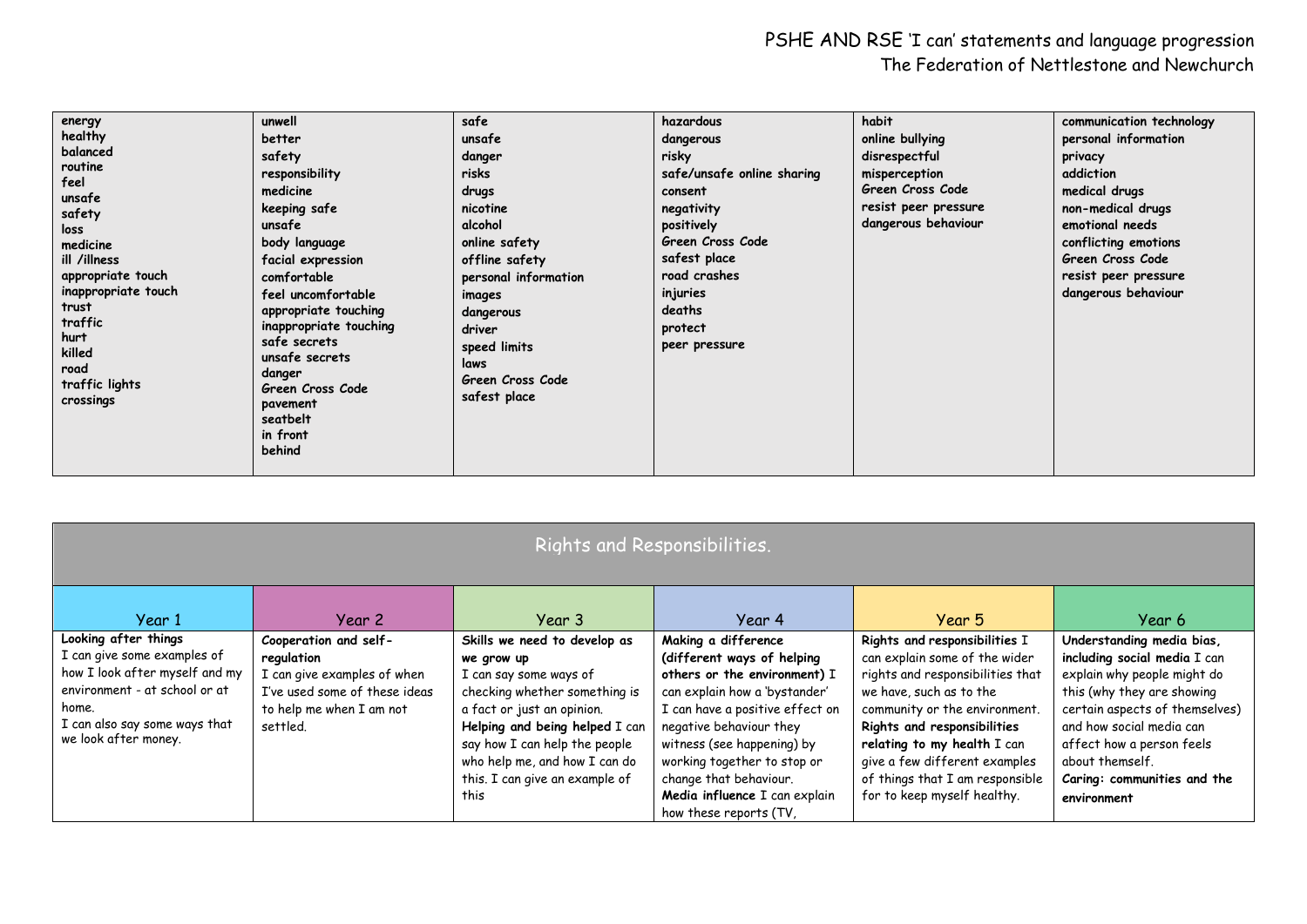# PSHE AND RSE 'I can' statements and language progression
## The Federation of Nettlestone and Newchurch

| | | | | | |
|---|---|---|---|---|---|
| **energy**<br>**healthy**<br>**balanced**<br>**routine**<br>**feel**<br>**unsafe**<br>**safety**<br>**loss**<br>**medicine**<br>**ill /illness**<br>**appropriate touch**<br>**inappropriate touch**<br>**trust**<br>**traffic**<br>**hurt**<br>**killed**<br>**road**<br>**traffic lights**<br>**crossings** | **unwell**<br>**better**<br>**safety**<br>**responsibility**<br>**medicine**<br>**keeping safe**<br>**unsafe**<br>**body language**<br>**facial expression**<br>**comfortable**<br>**feel uncomfortable**<br>**appropriate touching**<br>**inappropriate touching**<br>**safe secrets**<br>**unsafe secrets**<br>**danger**<br>**Green Cross Code**<br>**pavement**<br>**seatbelt**<br>**in front**<br>**behind** | **safe**<br>**unsafe**<br>**danger**<br>**risks**<br>**drugs**<br>**nicotine**<br>**alcohol**<br>**online safety**<br>**offline safety**<br>**personal information**<br>**images**<br>**dangerous**<br>**driver**<br>**speed limits**<br>**laws**<br>**Green Cross Code**<br>**safest place** | **hazardous**<br>**dangerous**<br>**risky**<br>**safe/unsafe online sharing**<br>**consent**<br>**negativity**<br>**positively**<br>**Green Cross Code**<br>**safest place**<br>**road crashes**<br>**injuries**<br>**deaths**<br>**protect**<br>**peer pressure** | **habit**<br>**online bullying**<br>**disrespectful**<br>**misperception**<br>**Green Cross Code**<br>**resist peer pressure**<br>**dangerous behaviour** | **communication technology**<br>**personal information**<br>**privacy**<br>**addiction**<br>**medical drugs**<br>**non-medical drugs**<br>**emotional needs**<br>**conflicting emotions**<br>**Green Cross Code**<br>**resist peer pressure**<br>**dangerous behaviour** |

## Rights and Responsibilities.

| Year 1 | Year 2 | Year 3 | Year 4 | Year 5 | Year 6 |
|---|---|---|---|---|---|
| **Looking after things**<br>I can give some examples of how I look after myself and my environment - at school or at home.<br>I can also say some ways that we look after money. | **Cooperation and self-regulation**<br>I can give examples of when I've used some of these ideas to help me when I am not settled. | **Skills we need to develop as we grow up**<br>I can say some ways of checking whether something is a fact or just an opinion.<br>**Helping and being helped** I can say how I can help the people who help me, and how I can do this. I can give an example of this | **Making a difference (different ways of helping others or the environment)** I can explain how a 'bystander' I can have a positive effect on negative behaviour they witness (see happening) by working together to stop or change that behaviour.<br>**Media influence** I can explain how these reports (TV, | **Rights and responsibilities** I can explain some of the wider rights and responsibilities that we have, such as to the community or the environment.<br>**Rights and responsibilities relating to my health** I can give a few different examples of things that I am responsible for to keep myself healthy. | **Understanding media bias, including social media** I can explain why people might do this (why they are showing certain aspects of themselves) and how social media can affect how a person feels about themself.<br>**Caring: communities and the environment** |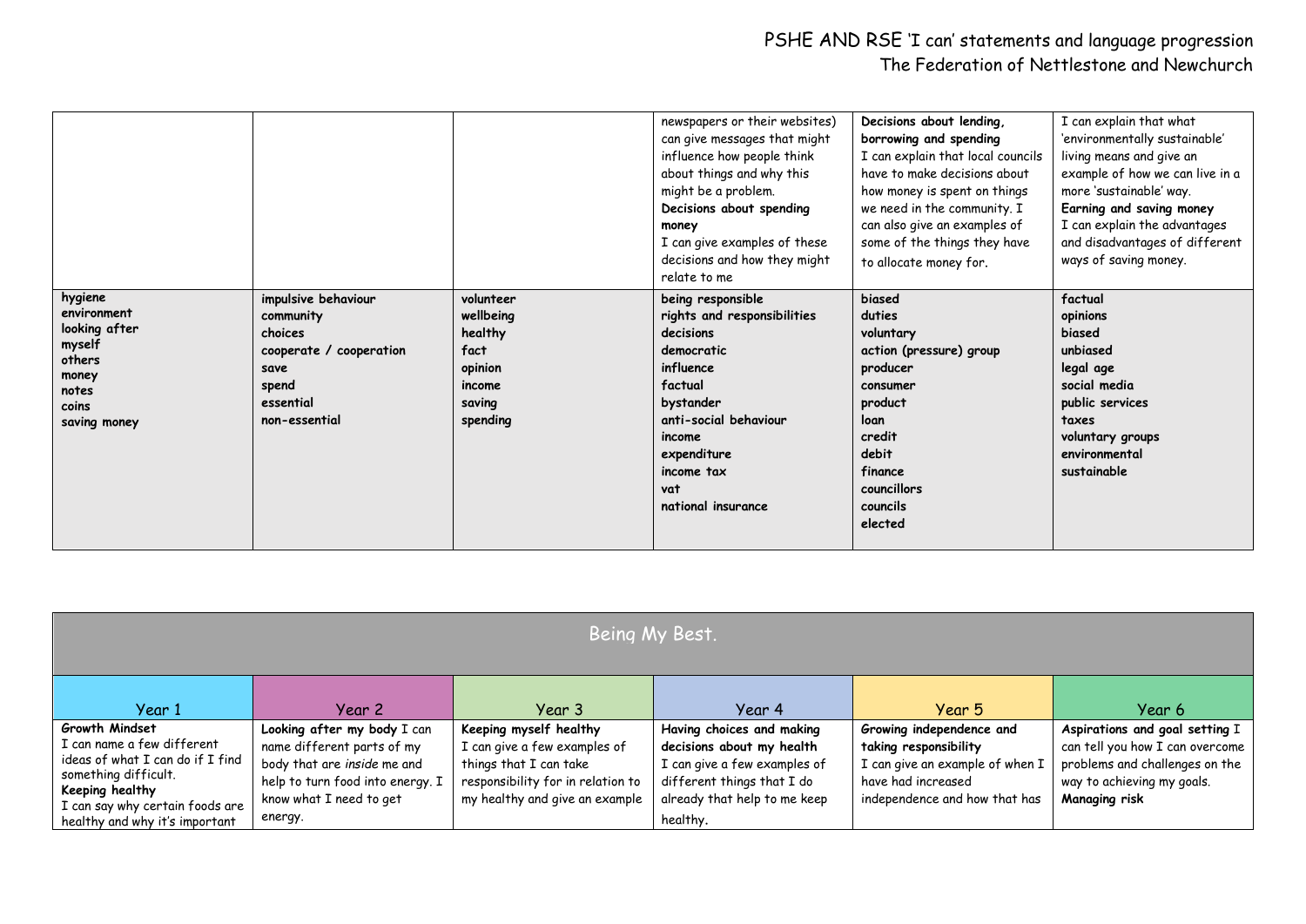| | | | | | |
|---|---|---|---|---|---|
| | | | newspapers or their websites) can give messages that might influence how people think about things and why this might be a problem. **Decisions about spending money** I can give examples of these decisions and how they might relate to me | **Decisions about lending, borrowing and spending** I can explain that local councils have to make decisions about how money is spent on things we need in the community. I can also give an examples of some of the things they have to allocate money for. | I can explain that what 'environmentally sustainable' living means and give an example of how we can live in a more 'sustainable' way. **Earning and saving money** I can explain the advantages and disadvantages of different ways of saving money. |
| **hygiene** **environment** **looking after** **myself** **others** **money** **notes** **coins** **saving money** | **impulsive behaviour** **community** **choices** **cooperate / cooperation** **save** **spend** **essential** **non-essential** | **volunteer** **wellbeing** **healthy** **fact** **opinion** **income** **saving** **spending** | **being responsible** **rights and responsibilities** **decisions** **democratic** **influence** **factual** **bystander** **anti-social behaviour** **income** **expenditure** **income tax** **vat** **national insurance** | **biased** **duties** **voluntary** **action (pressure) group** **producer** **consumer** **product** **loan** **credit** **debit** **finance** **councillors** **councils** **elected** | **factual** **opinions** **biased** **unbiased** **legal age** **social media** **public services** **taxes** **voluntary groups** **environmental** **sustainable** |

## Being My Best.

| Year 1 | Year 2 | Year 3 | Year 4 | Year 5 | Year 6 |
|---|---|---|---|---|---|
| **Growth Mindset** I can name a few different ideas of what I can do if I find something difficult. **Keeping healthy** I can say why certain foods are healthy and why it's important | **Looking after my body** I can name different parts of my body that are *inside* me and help to turn food into energy. I know what I need to get energy. | **Keeping myself healthy** I can give a few examples of things that I can take responsibility for in relation to my healthy and give an example | **Having choices and making decisions about my health** I can give a few examples of different things that I do already that help to me keep healthy. | **Growing independence and taking responsibility** I can give an example of when I have had increased independence and how that has | **Aspirations and goal setting** I can tell you how I can overcome problems and challenges on the way to achieving my goals. **Managing risk** |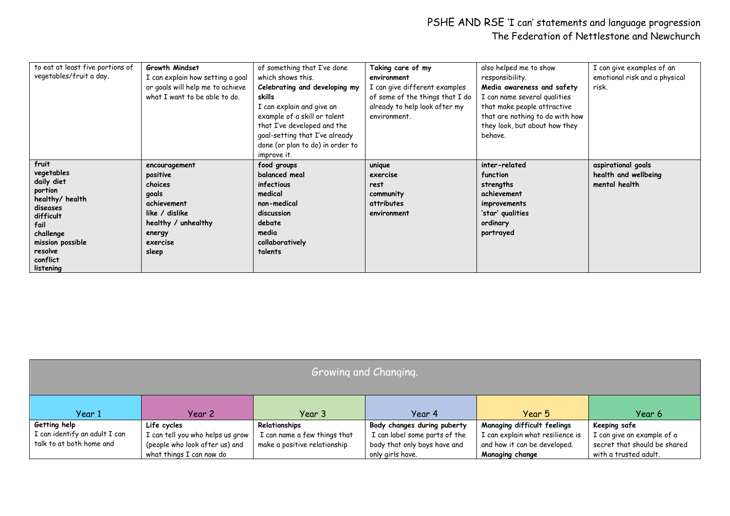| | | | | | |
|---|---|---|---|---|---|
| to eat at least five portions of vegetables/fruit a day. | **Growth Mindset** I can explain how setting a goal or goals will help me to achieve what I want to be able to do. | of something that I've done which shows this. **Celebrating and developing my skills** I can explain and give an example of a skill or talent that I've developed and the goal-setting that I've already done (or plan to do) in order to improve it. | **Taking care of my environment** I can give different examples of some of the things that I do already to help look after my environment. | also helped me to show responsibility. **Media awareness and safety** I can name several qualities that make people attractive that are nothing to do with how they look, but about how they behave. | I can give examples of an emotional risk and a physical risk. |
| **fruit** **vegetables** **daily diet** **portion** **healthy/ health** **diseases** **difficult** **fail** **challenge** **mission possible** **resolve** **conflict** **listening** | **encouragement** **positive** **choices** **goals** **achievement** **like / dislike** **healthy / unhealthy** **energy** **exercise** **sleep** | **food groups** **balanced meal** **infectious** **medical** **non-medical** **discussion** **debate** **media** **collaboratively** **talents** | **unique** **exercise** **rest** **community** **attributes** **environment** | **inter-related** **function** **strengths** **achievement** **improvements** **'star' qualities** **ordinary** **portrayed** | **aspirational goals** **health and wellbeing** **mental health** |

| Growing and Changing. | | | | | |
|---|---|---|---|---|---|
| Year 1 | Year 2 | Year 3 | Year 4 | Year 5 | Year 6 |
| **Getting help** I can identify an adult I can talk to at both home and | **Life cycles** I can tell you who helps us grow (people who look after us) and what things I can now do | **Relationships** I can name a few things that make a positive relationship | **Body changes during puberty** I can label some parts of the body that only boys have and only girls have. | **Managing difficult feelings** I can explain what resilience is and how it can be developed. **Managing change** | **Keeping safe** I can give an example of a secret that should be shared with a trusted adult. |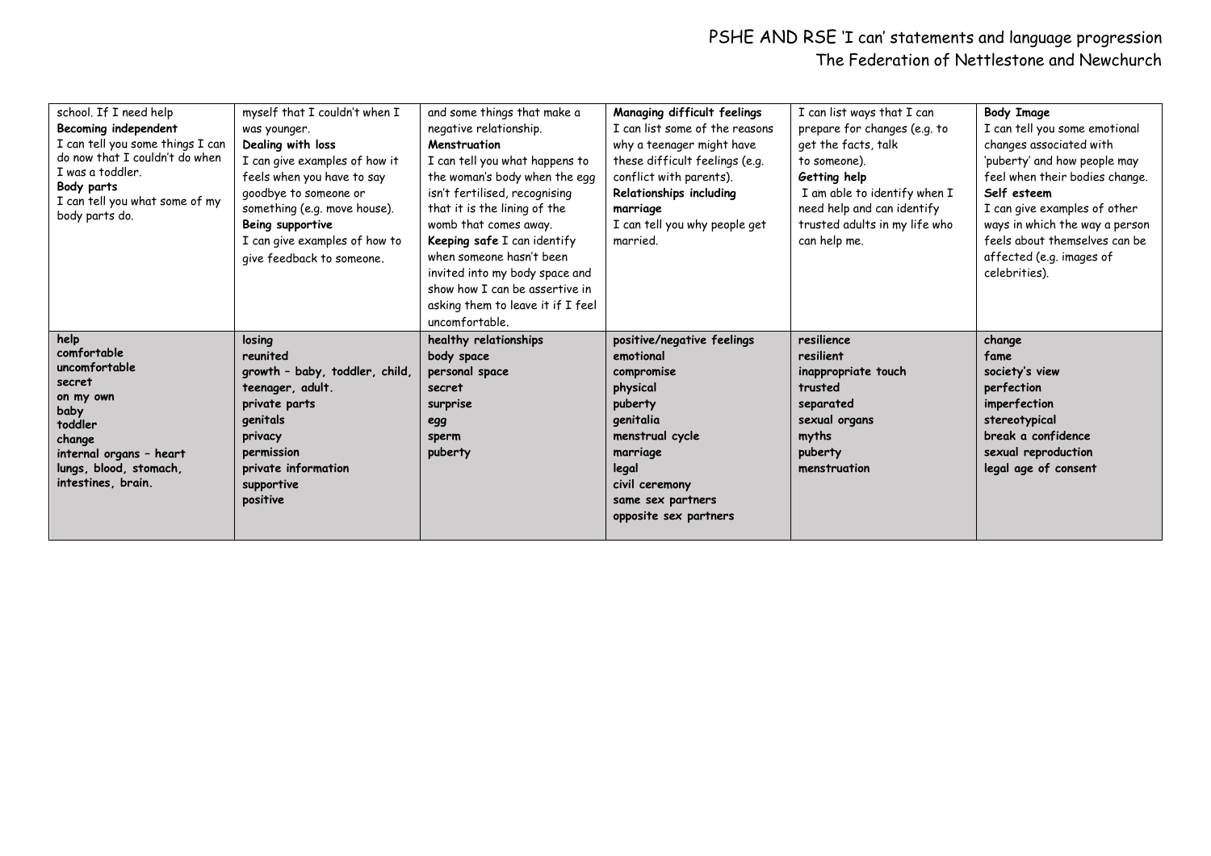# PSHE AND RSE 'I can' statements and language progression
## The Federation of Nettlestone and Newchurch

| | | | | | |
|---|---|---|---|---|---|
| school. If I need help<br>**Becoming independent**<br>I can tell you some things I can do now that I couldn't do when I was a toddler.<br>**Body parts**<br>I can tell you what some of my body parts do. | myself that I couldn't when I was younger.<br>**Dealing with loss**<br>I can give examples of how it feels when you have to say goodbye to someone or something (e.g. move house).<br>**Being supportive**<br>I can give examples of how to give feedback to someone. | and some things that make a negative relationship.<br>**Menstruation**<br>I can tell you what happens to the woman's body when the egg isn't fertilised, recognising that it is the lining of the womb that comes away.<br>**Keeping safe** I can identify when someone hasn't been invited into my body space and show how I can be assertive in asking them to leave it if I feel uncomfortable. | **Managing difficult feelings**<br>I can list some of the reasons why a teenager might have these difficult feelings (e.g. conflict with parents).<br>**Relationships including marriage**<br>I can tell you why people get married. | I can list ways that I can prepare for changes (e.g. to get the facts, talk to someone).<br>**Getting help**<br>I am able to identify when I need help and can identify trusted adults in my life who can help me. | **Body Image**<br>I can tell you some emotional changes associated with 'puberty' and how people may feel when their bodies change.<br>**Self esteem**<br>I can give examples of other ways in which the way a person feels about themselves can be affected (e.g. images of celebrities). |
| **help**<br>**comfortable**<br>**uncomfortable**<br>**secret**<br>**on my own**<br>**baby**<br>**toddler**<br>**change**<br>**internal organs – heart lungs, blood, stomach, intestines, brain.** | **losing**<br>**reunited**<br>**growth – baby, toddler, child, teenager, adult.**<br>**private parts**<br>**genitals**<br>**privacy**<br>**permission**<br>**private information**<br>**supportive**<br>**positive** | **healthy relationships**<br>**body space**<br>**personal space**<br>**secret**<br>**surprise**<br>**egg**<br>**sperm**<br>**puberty** | **positive/negative feelings**<br>**emotional**<br>**compromise**<br>**physical**<br>**puberty**<br>**genitalia**<br>**menstrual cycle**<br>**marriage**<br>**legal**<br>**civil ceremony**<br>**same sex partners**<br>**opposite sex partners** | **resilience**<br>**resilient**<br>**inappropriate touch**<br>**trusted**<br>**separated**<br>**sexual organs**<br>**myths**<br>**puberty**<br>**menstruation** | **change**<br>**fame**<br>**society's view**<br>**perfection**<br>**imperfection**<br>**stereotypical**<br>**break a confidence**<br>**sexual reproduction**<br>**legal age of consent** |